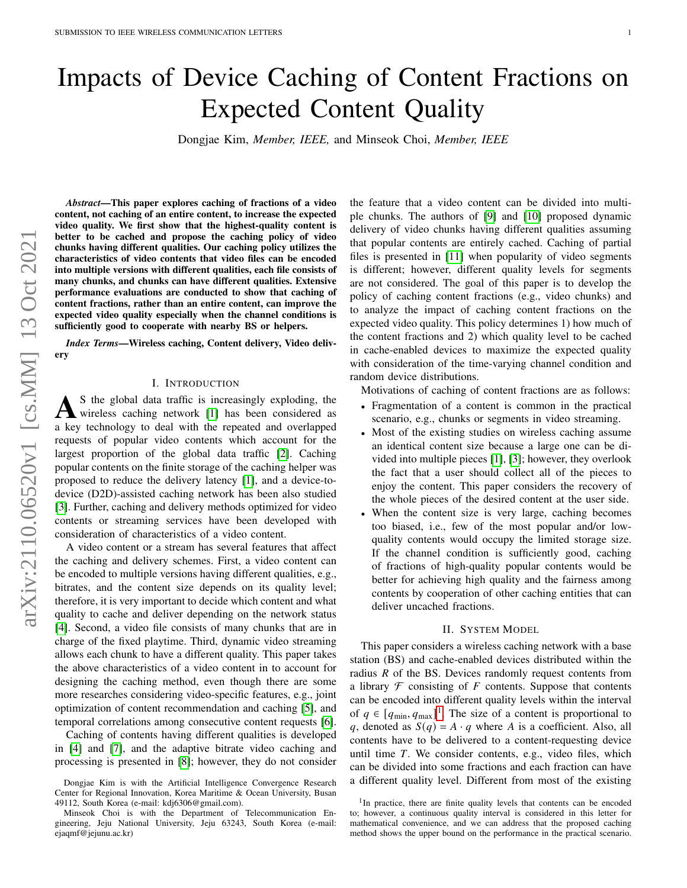# Impacts of Device Caching of Content Fractions on Expected Content Quality

Dongjae Kim, *Member, IEEE,* and Minseok Choi, *Member, IEEE*

***Abstract*—This paper explores caching of fractions of a video content, not caching of an entire content, to increase the expected video quality. We first show that the highest-quality content is better to be cached and propose the caching policy of video chunks having different qualities. Our caching policy utilizes the characteristics of video contents that video files can be encoded into multiple versions with different qualities, each file consists of many chunks, and chunks can have different qualities. Extensive performance evaluations are conducted to show that caching of content fractions, rather than an entire content, can improve the expected video quality especially when the channel conditions is sufficiently good to cooperate with nearby BS or helpers.**

***Index Terms*—Wireless caching, Content delivery, Video delivery**

## I. Introduction

As the global data traffic is increasingly exploding, the wireless caching network [1] has been considered as a key technology to deal with the repeated and overlapped requests of popular video contents which account for the largest proportion of the global data traffic [2]. Caching popular contents on the finite storage of the caching helper was proposed to reduce the delivery latency [1], and a device-to-device (D2D)-assisted caching network has been also studied [3]. Further, caching and delivery methods optimized for video contents or streaming services have been developed with consideration of characteristics of a video content.

A video content or a stream has several features that affect the caching and delivery schemes. First, a video content can be encoded to multiple versions having different qualities, e.g., bitrates, and the content size depends on its quality level; therefore, it is very important to decide which content and what quality to cache and deliver depending on the network status [4]. Second, a video file consists of many chunks that are in charge of the fixed playtime. Third, dynamic video streaming allows each chunk to have a different quality. This paper takes the above characteristics of a video content in to account for designing the caching method, even though there are some more researches considering video-specific features, e.g., joint optimization of content recommendation and caching [5], and temporal correlations among consecutive content requests [6].

Caching of contents having different qualities is developed in [4] and [7], and the adaptive bitrate video caching and processing is presented in [8]; however, they do not consider the feature that a video content can be divided into multiple chunks. The authors of [9] and [10] proposed dynamic delivery of video chunks having different qualities assuming that popular contents are entirely cached. Caching of partial files is presented in [11] when popularity of video segments is different; however, different quality levels for segments are not considered. The goal of this paper is to develop the policy of caching content fractions (e.g., video chunks) and to analyze the impact of caching content fractions on the expected video quality. This policy determines 1) how much of the content fractions and 2) which quality level to be cached in cache-enabled devices to maximize the expected quality with consideration of the time-varying channel condition and random device distributions.

Motivations of caching of content fractions are as follows:

- Fragmentation of a content is common in the practical scenario, e.g., chunks or segments in video streaming.
- Most of the existing studies on wireless caching assume an identical content size because a large one can be divided into multiple pieces [1], [3]; however, they overlook the fact that a user should collect all of the pieces to enjoy the content. This paper considers the recovery of the whole pieces of the desired content at the user side.
- When the content size is very large, caching becomes too biased, i.e., few of the most popular and/or low-quality contents would occupy the limited storage size. If the channel condition is sufficiently good, caching of fractions of high-quality popular contents would be better for achieving high quality and the fairness among contents by cooperation of other caching entities that can deliver uncached fractions.

## II. System Model

This paper considers a wireless caching network with a base station (BS) and cache-enabled devices distributed within the radius $R$ of the BS. Devices randomly request contents from a library $\mathcal{F}$ consisting of $F$ contents. Suppose that contents can be encoded into different quality levels within the interval of $q \in [q_{\min}, q_{\max}]$[1]. The size of a content is proportional to $q$, denoted as $S(q) = A \cdot q$ where $A$ is a coefficient. Also, all contents have to be delivered to a content-requesting device until time $T$. We consider contents, e.g., video files, which can be divided into some fractions and each fraction can have a different quality level. Different from most of the existing

[1] In practice, there are finite quality levels that contents can be encoded to; however, a continuous quality interval is considered in this letter for mathematical convenience, and we can address that the proposed caching method shows the upper bound on the performance in the practical scenario.

Dongjae Kim is with the Artificial Intelligence Convergence Research Center for Regional Innovation, Korea Maritime & Ocean University, Busan 49112, South Korea (e-mail: kdj6306@gmail.com).

Minseok Choi is with the Department of Telecommunication Engineering, Jeju National University, Jeju 63243, South Korea (e-mail: ejaqmf@jejunu.ac.kr)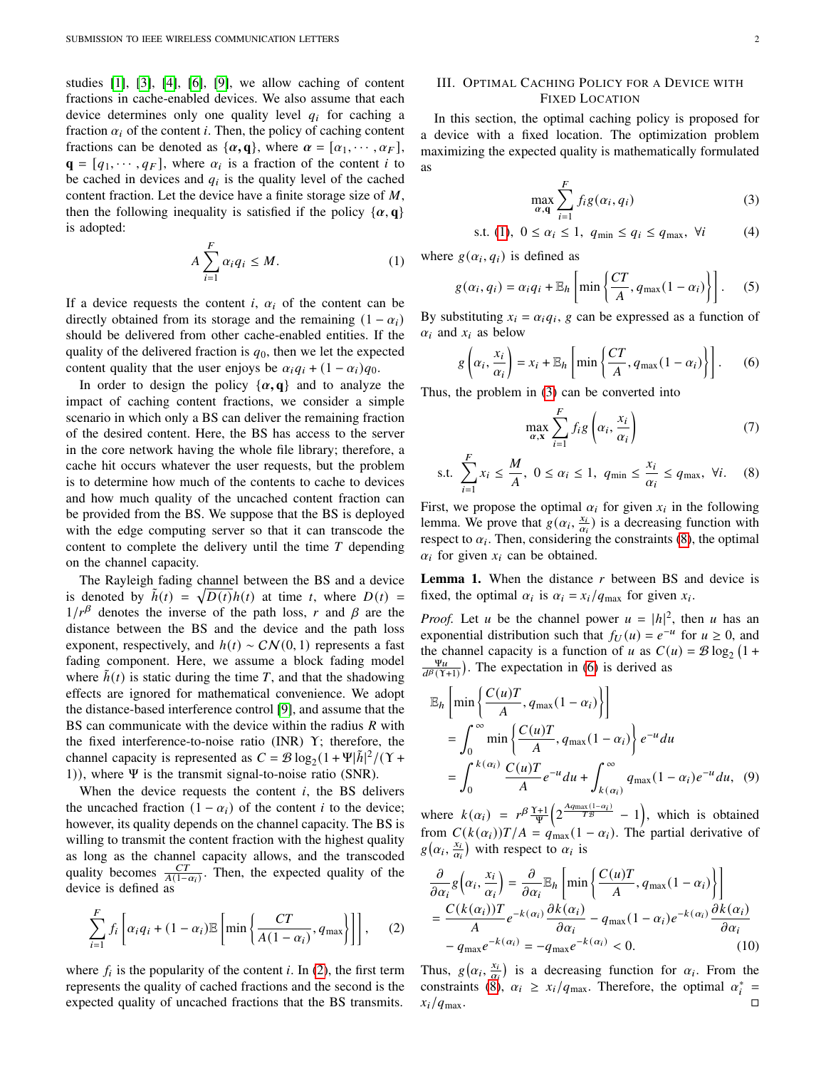studies [1], [3], [4], [6], [9], we allow caching of content fractions in cache-enabled devices. We also assume that each device determines only one quality level $q_i$ for caching a fraction $\alpha_i$ of the content $i$. Then, the policy of caching content fractions can be denoted as $\{\boldsymbol{\alpha}, \mathbf{q}\}$, where $\boldsymbol{\alpha} = [\alpha_1, \cdots, \alpha_F]$, $\mathbf{q} = [q_1, \cdots, q_F]$, where $\alpha_i$ is a fraction of the content $i$ to be cached in devices and $q_i$ is the quality level of the cached content fraction. Let the device have a finite storage size of $M$, then the following inequality is satisfied if the policy $\{\boldsymbol{\alpha}, \mathbf{q}\}$ is adopted:

$$A \sum_{i=1}^{F} \alpha_i q_i \leq M. \tag{1}$$

If a device requests the content $i$, $\alpha_i$ of the content can be directly obtained from its storage and the remaining $(1 - \alpha_i)$ should be delivered from other cache-enabled entities. If the quality of the delivered fraction is $q_0$, then we let the expected content quality that the user enjoys be $\alpha_i q_i + (1 - \alpha_i) q_0$.

In order to design the policy $\{\boldsymbol{\alpha}, \mathbf{q}\}$ and to analyze the impact of caching content fractions, we consider a simple scenario in which only a BS can deliver the remaining fraction of the desired content. Here, the BS has access to the server in the core network having the whole file library; therefore, a cache hit occurs whatever the user requests, but the problem is to determine how much of the contents to cache to devices and how much quality of the uncached content fraction can be provided from the BS. We suppose that the BS is deployed with the edge computing server so that it can transcode the content to complete the delivery until the time $T$ depending on the channel capacity.

The Rayleigh fading channel between the BS and a device is denoted by $\tilde{h}(t) = \sqrt{D(t)} h(t)$ at time $t$, where $D(t) = 1/r^{\beta}$ denotes the inverse of the path loss, $r$ and $\beta$ are the distance between the BS and the device and the path loss exponent, respectively, and $h(t) \sim \mathcal{CN}(0, 1)$ represents a fast fading component. Here, we assume a block fading model where $\tilde{h}(t)$ is static during the time $T$, and that the shadowing effects are ignored for mathematical convenience. We adopt the distance-based interference control [9], and assume that the BS can communicate with the device within the radius $R$ with the fixed interference-to-noise ratio (INR) $\Upsilon$; therefore, the channel capacity is represented as $C = \mathcal{B} \log_2(1 + \Psi |\tilde{h}|^2 / (\Upsilon + 1))$, where $\Psi$ is the transmit signal-to-noise ratio (SNR).

When the device requests the content $i$, the BS delivers the uncached fraction $(1 - \alpha_i)$ of the content $i$ to the device; however, its quality depends on the channel capacity. The BS is willing to transmit the content fraction with the highest quality as long as the channel capacity allows, and the transcoded quality becomes $\frac{CT}{A(1-\alpha_i)}$. Then, the expected quality of the device is defined as

$$\sum_{i=1}^{F} f_i \left[ \alpha_i q_i + (1 - \alpha_i) \mathbb{E} \left[ \min \left\{ \frac{CT}{A(1 - \alpha_i)}, q_{\max} \right\} \right] \right], \tag{2}$$

where $f_i$ is the popularity of the content $i$. In (2), the first term represents the quality of cached fractions and the second is the expected quality of uncached fractions that the BS transmits.

## III. Optimal Caching Policy for a Device with Fixed Location

In this section, the optimal caching policy is proposed for a device with a fixed location. The optimization problem maximizing the expected quality is mathematically formulated as

$$\max_{\boldsymbol{\alpha}, \mathbf{q}} \sum_{i=1}^{F} f_i g(\alpha_i, q_i) \tag{3}$$

$$\text{s.t. } (1),\ 0 \leq \alpha_i \leq 1,\ q_{\min} \leq q_i \leq q_{\max},\ \forall i \tag{4}$$

where $g(\alpha_i, q_i)$ is defined as

$$g(\alpha_i, q_i) = \alpha_i q_i + \mathbb{E}_h \left[ \min \left\{ \frac{CT}{A}, q_{\max}(1 - \alpha_i) \right\} \right]. \tag{5}$$

By substituting $x_i = \alpha_i q_i$, $g$ can be expressed as a function of $\alpha_i$ and $x_i$ as below

$$g\left(\alpha_i, \frac{x_i}{\alpha_i}\right) = x_i + \mathbb{E}_h \left[ \min \left\{ \frac{CT}{A}, q_{\max}(1 - \alpha_i) \right\} \right]. \tag{6}$$

Thus, the problem in (3) can be converted into

$$\max_{\boldsymbol{\alpha}, \mathbf{x}} \sum_{i=1}^{F} f_i g\left(\alpha_i, \frac{x_i}{\alpha_i}\right) \tag{7}$$

$$\text{s.t. } \sum_{i=1}^{F} x_i \leq \frac{M}{A},\ 0 \leq \alpha_i \leq 1,\ q_{\min} \leq \frac{x_i}{\alpha_i} \leq q_{\max},\ \forall i. \tag{8}$$

First, we propose the optimal $\alpha_i$ for given $x_i$ in the following lemma. We prove that $g(\alpha_i, \frac{x_i}{\alpha_i})$ is a decreasing function with respect to $\alpha_i$. Then, considering the constraints (8), the optimal $\alpha_i$ for given $x_i$ can be obtained.

**Lemma 1.** *When the distance $r$ between BS and device is fixed, the optimal $\alpha_i$ is $\alpha_i = x_i / q_{\max}$ for given $x_i$.*

*Proof.* Let $u$ be the channel power $u = |h|^2$, then $u$ has an exponential distribution such that $f_U(u) = e^{-u}$ for $u \geq 0$, and the channel capacity is a function of $u$ as $C(u) = \mathcal{B} \log_2 \left(1 + \frac{\Psi u}{d^{\beta}(\Upsilon + 1)}\right)$. The expectation in (6) is derived as

$$\begin{aligned}
&\mathbb{E}_h \left[ \min \left\{ \frac{C(u)T}{A}, q_{\max}(1 - \alpha_i) \right\} \right] \\
&= \int_0^{\infty} \min \left\{ \frac{C(u)T}{A}, q_{\max}(1 - \alpha_i) \right\} e^{-u} du \\
&= \int_0^{k(\alpha_i)} \frac{C(u)T}{A} e^{-u} du + \int_{k(\alpha_i)}^{\infty} q_{\max}(1 - \alpha_i) e^{-u} du,
\end{aligned} \tag{9}$$

where $k(\alpha_i) = r^{\beta} \frac{\Upsilon + 1}{\Psi} \left( 2^{\frac{A q_{\max}(1 - \alpha_i)}{T \mathcal{B}}} - 1 \right)$, which is obtained from $C(k(\alpha_i)) T / A = q_{\max}(1 - \alpha_i)$. The partial derivative of $g\left(\alpha_i, \frac{x_i}{\alpha_i}\right)$ with respect to $\alpha_i$ is

$$\begin{aligned}
&\frac{\partial}{\partial \alpha_i} g\left(\alpha_i, \frac{x_i}{\alpha_i}\right) = \frac{\partial}{\partial \alpha_i} \mathbb{E}_h \left[ \min \left\{ \frac{C(u)T}{A}, q_{\max}(1 - \alpha_i) \right\} \right] \\
&= \frac{C(k(\alpha_i))T}{A} e^{-k(\alpha_i)} \frac{\partial k(\alpha_i)}{\partial \alpha_i} - q_{\max}(1 - \alpha_i) e^{-k(\alpha_i)} \frac{\partial k(\alpha_i)}{\partial \alpha_i} \\
&\quad - q_{\max} e^{-k(\alpha_i)} = -q_{\max} e^{-k(\alpha_i)} < 0.
\end{aligned} \tag{10}$$

Thus, $g\left(\alpha_i, \frac{x_i}{\alpha_i}\right)$ is a decreasing function for $\alpha_i$. From the constraints (8), $\alpha_i \geq x_i / q_{\max}$. Therefore, the optimal $\alpha_i^* = x_i / q_{\max}$. □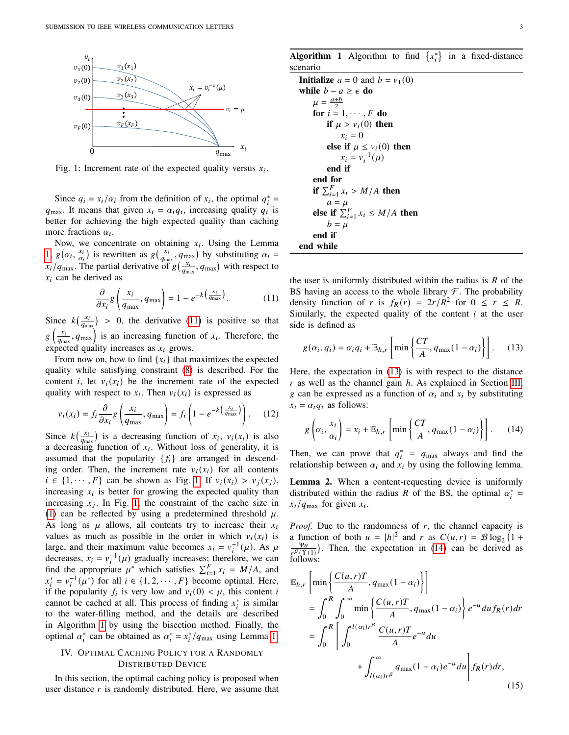Fig. 1: Increment rate of the expected quality versus $x_i$.

Since $q_i = x_i/\alpha_i$ from the definition of $x_i$, the optimal $q_i^* = q_{\max}$. It means that given $x_i = \alpha_i q_i$, increasing quality $q_i$ is better for achieving the high expected quality than caching more fractions $\alpha_i$.

Now, we concentrate on obtaining $x_i$. Using the Lemma 1, $g\big(\alpha_i, \frac{x_i}{\alpha_i}\big)$ is rewritten as $g\big(\frac{x_i}{q_{\max}}, q_{\max}\big)$ by substituting $\alpha_i = x_i/q_{\max}$. The partial derivative of $g\big(\frac{x_i}{q_{\max}}, q_{\max}\big)$ with respect to $x_i$ can be derived as

$$\frac{\partial}{\partial x_i} g\left(\frac{x_i}{q_{\max}}, q_{\max}\right) = 1 - e^{-k\left(\frac{x_i}{q_{\max}}\right)}. \tag{11}$$

Since $k\big(\frac{x_i}{q_{\max}}\big) > 0$, the derivative (11) is positive so that $g\left(\frac{x_i}{q_{\max}}, q_{\max}\right)$ is an increasing function of $x_i$. Therefore, the expected quality increases as $x_i$ grows.

From now on, how to find $\{x_i\}$ that maximizes the expected quality while satisfying constraint (8) is described. For the content $i$, let $v_i(x_i)$ be the increment rate of the expected quality with respect to $x_i$. Then $v_i(x_i)$ is expressed as

$$v_i(x_i) = f_i \frac{\partial}{\partial x_i} g\left(\frac{x_i}{q_{\max}}, q_{\max}\right) = f_i \left(1 - e^{-k\left(\frac{x_i}{q_{\max}}\right)}\right). \tag{12}$$

Since $k\big(\frac{x_i}{q_{\max}}\big)$ is a decreasing function of $x_i$, $v_i(x_i)$ is also a decreasing function of $x_i$. Without loss of generality, it is assumed that the popularity $\{f_i\}$ are arranged in descending order. Then, the increment rate $v_i(x_i)$ for all contents $i \in \{1, \cdots, F\}$ can be shown as Fig. 1. If $v_i(x_i) > v_j(x_j)$, increasing $x_i$ is better for growing the expected quality than increasing $x_j$. In Fig. 1, the constraint of the cache size in (1) can be reflected by using a predetermined threshold $\mu$. As long as $\mu$ allows, all contents try to increase their $x_i$ values as much as possible in the order in which $v_i(x_i)$ is large, and their maximum value becomes $x_i = v_i^{-1}(\mu)$. As $\mu$ decreases, $x_i = v_i^{-1}(\mu)$ gradually increases; therefore, we can find the appropriate $\mu^*$ which satisfies $\sum_{i=1}^{F} x_i = M/A$, and $x_i^* = v_i^{-1}(\mu^*)$ for all $i \in \{1, 2, \cdots, F\}$ become optimal. Here, if the popularity $f_i$ is very low and $v_i(0) < \mu$, this content $i$ cannot be cached at all. This process of finding $x_i^*$ is similar to the water-filling method, and the details are described in Algorithm 1 by using the bisection method. Finally, the optimal $\alpha_i^*$ can be obtained as $\alpha_i^* = x_i^*/q_{\max}$ using Lemma 1.

**Algorithm 1** Algorithm to find $\{x_i^*\}$ in a fixed-distance scenario

```
Initialize a = 0 and b = v_1(0)
while b − a ≥ ε do
    μ = (a+b)/2
    for i = 1, ···, F do
        if μ > v_i(0) then
            x_i = 0
        else if μ ≤ v_i(0) then
            x_i = v_i^{-1}(μ)
        end if
    end for
    if Σ_{i=1}^{F} x_i > M/A then
        a = μ
    else if Σ_{i=1}^{F} x_i ≤ M/A then
        b = μ
    end if
end while
```

## IV. Optimal Caching Policy for a Randomly Distributed Device

In this section, the optimal caching policy is proposed when user distance $r$ is randomly distributed. Here, we assume that the user is uniformly distributed within the radius is $R$ of the BS having an access to the whole library $\mathcal{F}$. The probability density function of $r$ is $f_R(r) = 2r/R^2$ for $0 \le r \le R$. Similarly, the expected quality of the content $i$ at the user side is defined as

$$g(\alpha_i, q_i) = \alpha_i q_i + \mathbb{E}_{h,r}\left[\min\left\{\frac{CT}{A}, q_{\max}(1-\alpha_i)\right\}\right]. \tag{13}$$

Here, the expectation in (13) is with respect to the distance $r$ as well as the channel gain $h$. As explained in Section III, $g$ can be expressed as a function of $\alpha_i$ and $x_i$ by substituting $x_i = \alpha_i q_i$ as follows:

$$g\left(\alpha_i, \frac{x_i}{\alpha_i}\right) = x_i + \mathbb{E}_{h,r}\left[\min\left\{\frac{CT}{A}, q_{\max}(1-\alpha_i)\right\}\right]. \tag{14}$$

Then, we can prove that $q_i^* = q_{\max}$ always and find the relationship between $\alpha_i$ and $x_i$ by using the following lemma.

**Lemma 2.** *When a content-requesting device is uniformly distributed within the radius $R$ of the BS, the optimal $\alpha_i^* = x_i/q_{\max}$ for given $x_i$.*

*Proof.* Due to the randomness of $r$, the channel capacity is a function of both $u = |h|^2$ and $r$ as $C(u,r) = \mathcal{B}\log_2\big(1 + \frac{\Psi u}{r^\beta(\Upsilon+1)}\big)$. Then, the expectation in (14) can be derived as follows:

$$\begin{aligned}
&\mathbb{E}_{h,r}\left[\min\left\{\frac{C(u,r)T}{A}, q_{\max}(1-\alpha_i)\right\}\right] \\
&= \int_0^R \int_0^\infty \min\left\{\frac{C(u,r)T}{A}, q_{\max}(1-\alpha_i)\right\} e^{-u} du f_R(r) dr \\
&= \int_0^R \left[\int_0^{l(\alpha_i)r^\beta} \frac{C(u,r)T}{A} e^{-u} du \right. \\
&\qquad \left. + \int_{l(\alpha_i)r^\beta}^\infty q_{\max}(1-\alpha_i) e^{-u} du\right] f_R(r) dr,
\end{aligned} \tag{15}$$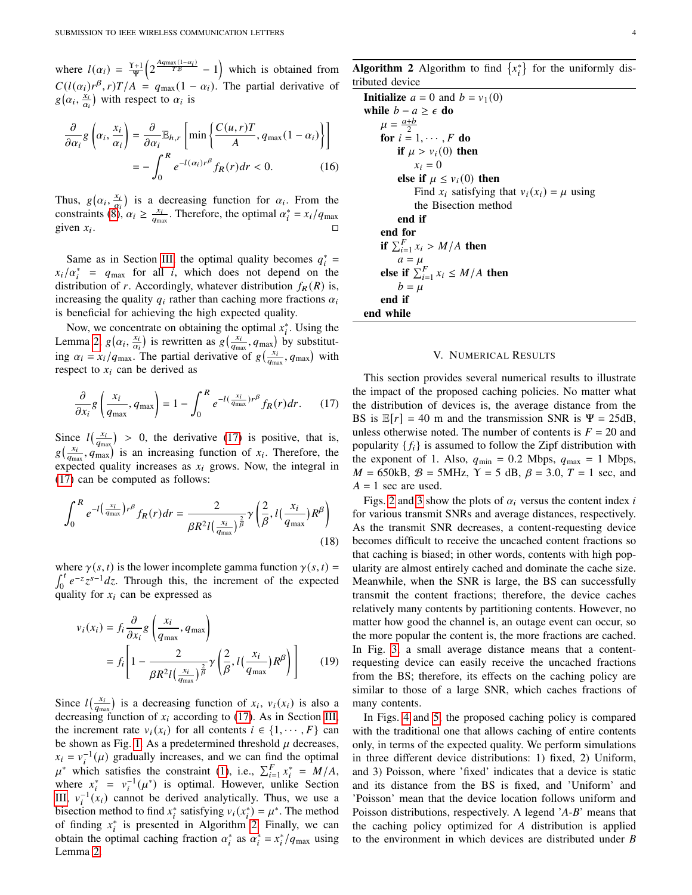where $l(\alpha_i) = \frac{\Upsilon+1}{\Psi}\left(2^{\frac{Aq_{\max}(1-\alpha_i)}{T\mathcal{B}}} - 1\right)$ which is obtained from $C(l(\alpha_i)r^\beta, r)T/A = q_{\max}(1-\alpha_i)$. The partial derivative of $g\left(\alpha_i, \frac{x_i}{\alpha_i}\right)$ with respect to $\alpha_i$ is

$$\begin{aligned}\frac{\partial}{\partial \alpha_i} g\left(\alpha_i, \frac{x_i}{\alpha_i}\right) &= \frac{\partial}{\partial \alpha_i}\mathbb{E}_{h,r}\left[\min\left\{\frac{C(u,r)T}{A}, q_{\max}(1-\alpha_i)\right\}\right] \\ &= -\int_0^R e^{-l(\alpha_i)r^\beta} f_R(r) dr < 0. \end{aligned} \tag{16}$$

Thus, $g\left(\alpha_i, \frac{x_i}{\alpha_i}\right)$ is a decreasing function for $\alpha_i$. From the constraints (8), $\alpha_i \geq \frac{x_i}{q_{\max}}$. Therefore, the optimal $\alpha_i^* = x_i/q_{\max}$ given $x_i$. □

Same as in Section III, the optimal quality becomes $q_i^* = x_i/\alpha_i^* = q_{\max}$ for all $i$, which does not depend on the distribution of $r$. Accordingly, whatever distribution $f_R(R)$ is, increasing the quality $q_i$ rather than caching more fractions $\alpha_i$ is beneficial for achieving the high expected quality.

Now, we concentrate on obtaining the optimal $x_i^*$. Using the Lemma 2, $g\left(\alpha_i, \frac{x_i}{\alpha_i}\right)$ is rewritten as $g\left(\frac{x_i}{q_{\max}}, q_{\max}\right)$ by substituting $\alpha_i = x_i/q_{\max}$. The partial derivative of $g\left(\frac{x_i}{q_{\max}}, q_{\max}\right)$ with respect to $x_i$ can be derived as

$$\frac{\partial}{\partial x_i} g\left(\frac{x_i}{q_{\max}}, q_{\max}\right) = 1 - \int_0^R e^{-l\left(\frac{x_i}{q_{\max}}\right)r^\beta} f_R(r) dr. \tag{17}$$

Since $l\left(\frac{x_i}{q_{\max}}\right) > 0$, the derivative (17) is positive, that is, $g\left(\frac{x_i}{q_{\max}}, q_{\max}\right)$ is an increasing function of $x_i$. Therefore, the expected quality increases as $x_i$ grows. Now, the integral in (17) can be computed as follows:

$$\int_0^R e^{-l\left(\frac{x_i}{q_{\max}}\right)r^\beta} f_R(r) dr = \frac{2}{\beta R^2 l\left(\frac{x_i}{q_{\max}}\right)^{\frac{2}{\beta}}} \gamma\left(\frac{2}{\beta}, l\left(\frac{x_i}{q_{\max}}\right)R^\beta\right) \tag{18}$$

where $\gamma(s,t)$ is the lower incomplete gamma function $\gamma(s,t) = \int_0^t e^{-z}z^{s-1}dz$. Through this, the increment of the expected quality for $x_i$ can be expressed as

$$\begin{aligned} v_i(x_i) &= f_i \frac{\partial}{\partial x_i} g\left(\frac{x_i}{q_{\max}}, q_{\max}\right) \\ &= f_i\left[1 - \frac{2}{\beta R^2 l\left(\frac{x_i}{q_{\max}}\right)^{\frac{2}{\beta}}} \gamma\left(\frac{2}{\beta}, l\left(\frac{x_i}{q_{\max}}\right)R^\beta\right)\right] \end{aligned} \tag{19}$$

Since $l\left(\frac{x_i}{q_{\max}}\right)$ is a decreasing function of $x_i$, $v_i(x_i)$ is also a decreasing function of $x_i$ according to (17). As in Section III, the increment rate $v_i(x_i)$ for all contents $i \in \{1, \cdots, F\}$ can be shown as Fig. 1. As a predetermined threshold $\mu$ decreases, $x_i = v_i^{-1}(\mu)$ gradually increases, and we can find the optimal $\mu^*$ which satisfies the constraint (1), i.e., $\sum_{i=1}^F x_i^* = M/A$, where $x_i^* = v_i^{-1}(\mu^*)$ is optimal. However, unlike Section III, $v_i^{-1}(x_i)$ cannot be derived analytically. Thus, we use a bisection method to find $x_i^*$ satisfying $v_i(x_i^*) = \mu^*$. The method of finding $x_i^*$ is presented in Algorithm 2. Finally, we can obtain the optimal caching fraction $\alpha_i^*$ as $\alpha_i^* = x_i^*/q_{\max}$ using Lemma 2.

**Algorithm 2** Algorithm to find $\{x_i^*\}$ for the uniformly distributed device

```
Initialize a = 0 and b = v_1(0)
while b − a ≥ ε do
    μ = (a+b)/2
    for i = 1, ··· , F do
        if μ > v_i(0) then
            x_i = 0
        else if μ ≤ v_i(0) then
            Find x_i satisfying that v_i(x_i) = μ using
            the Bisection method
        end if
    end for
    if Σ_{i=1}^F x_i > M/A then
        a = μ
    else if Σ_{i=1}^F x_i ≤ M/A then
        b = μ
    end if
end while
```

## V. Numerical Results

This section provides several numerical results to illustrate the impact of the proposed caching policies. No matter what the distribution of devices is, the average distance from the BS is $\mathbb{E}[r] = 40$ m and the transmission SNR is $\Psi = 25$dB, unless otherwise noted. The number of contents is $F = 20$ and popularity $\{f_i\}$ is assumed to follow the Zipf distribution with the exponent of 1. Also, $q_{\min} = 0.2$ Mbps, $q_{\max} = 1$ Mbps, $M = 650$kB, $\mathcal{B} = 5$MHz, $\Upsilon = 5$ dB, $\beta = 3.0$, $T = 1$ sec, and $A = 1$ sec are used.

Figs. 2 and 3 show the plots of $\alpha_i$ versus the content index $i$ for various transmit SNRs and average distances, respectively. As the transmit SNR decreases, a content-requesting device becomes difficult to receive the uncached content fractions so that caching is biased; in other words, contents with high popularity are almost entirely cached and dominate the cache size. Meanwhile, when the SNR is large, the BS can successfully transmit the content fractions; therefore, the device caches relatively many contents by partitioning contents. However, no matter how good the channel is, an outage event can occur, so the more popular the content is, the more fractions are cached. In Fig. 3, a small average distance means that a content-requesting device can easily receive the uncached fractions from the BS; therefore, its effects on the caching policy are similar to those of a large SNR, which caches fractions of many contents.

In Figs. 4 and 5, the proposed caching policy is compared with the traditional one that allows caching of entire contents only, in terms of the expected quality. We perform simulations in three different device distributions: 1) fixed, 2) Uniform, and 3) Poisson, where 'fixed' indicates that a device is static and its distance from the BS is fixed, and 'Uniform' and 'Poisson' mean that the device location follows uniform and Poisson distributions, respectively. A legend '*A*-*B*' means that the caching policy optimized for *A* distribution is applied to the environment in which devices are distributed under *B*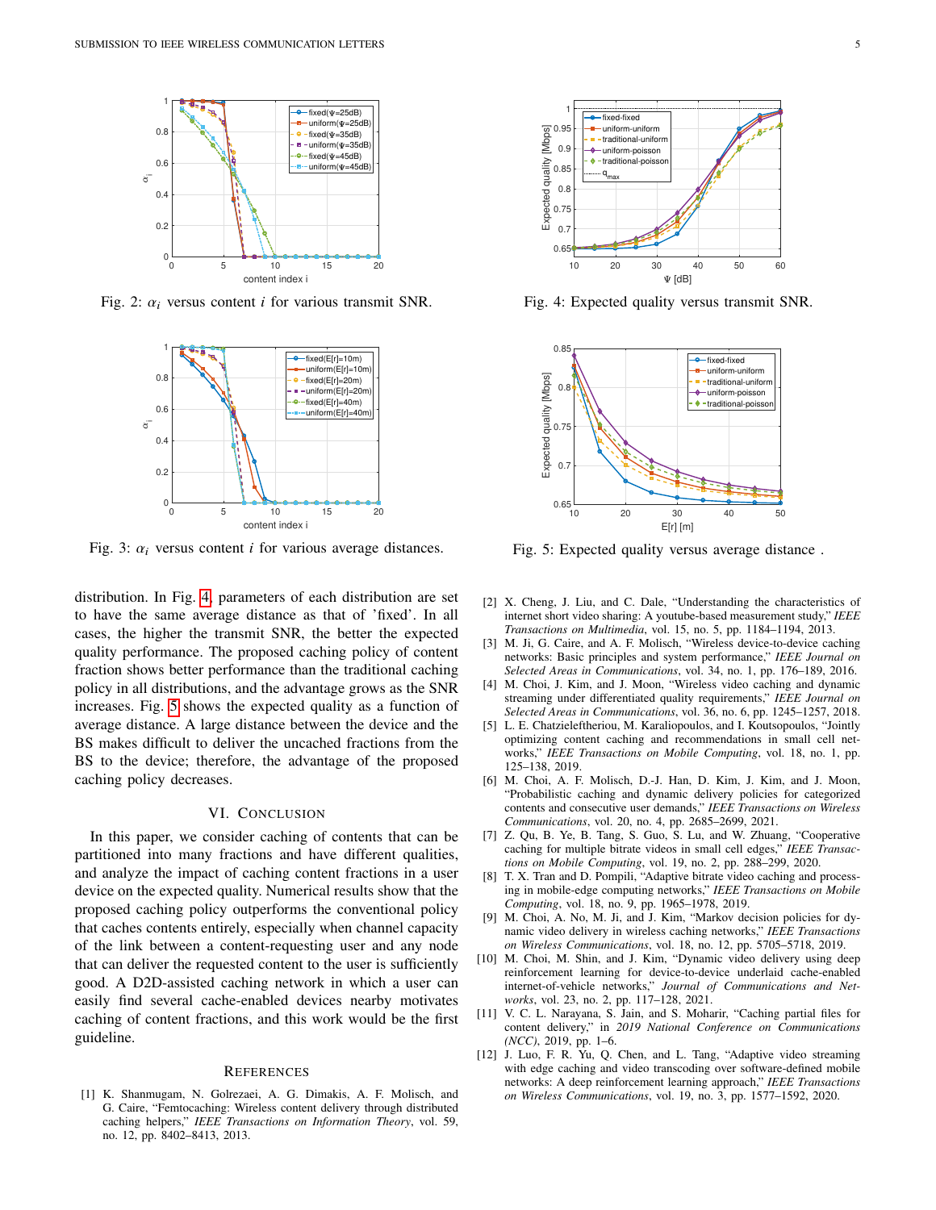1
0.8
0.6
0.4
0.2
0
0
5
10
15
20
content index i
$\alpha_i$
fixed($\Psi$=25dB)
uniform($\Psi$=25dB)
fixed($\Psi$=35dB)
uniform($\Psi$=35dB)
fixed($\Psi$=45dB)
uniform($\Psi$=45dB)

Fig. 2: $\alpha_i$ versus content $i$ for various transmit SNR.

1
0.8
0.6
0.4
0.2
0
0
5
10
15
20
content index i
$\alpha_i$
fixed(E[r]=10m)
uniform(E[r]=10m)
fixed(E[r]=20m)
uniform(E[r]=20m)
fixed(E[r]=40m)
uniform(E[r]=40m)

Fig. 3: $\alpha_i$ versus content $i$ for various average distances.

1
0.95
0.9
0.85
0.8
0.75
0.7
0.65
10
20
30
40
50
60
$\Psi$ [dB]
Expected quality [Mbps]
fixed-fixed
uniform-uniform
traditional-uniform
uniform-poisson
traditional-poisson
$q_{max}$

Fig. 4: Expected quality versus transmit SNR.

0.85
0.8
0.75
0.7
0.65
10
20
30
40
50
E[r] [m]
Expected quality [Mbps]
fixed-fixed
uniform-uniform
traditional-uniform
uniform-poisson
traditional-poisson

Fig. 5: Expected quality versus average distance .

distribution. In Fig. 4, parameters of each distribution are set to have the same average distance as that of 'fixed'. In all cases, the higher the transmit SNR, the better the expected quality performance. The proposed caching policy of content fraction shows better performance than the traditional caching policy in all distributions, and the advantage grows as the SNR increases. Fig. 5 shows the expected quality as a function of average distance. A large distance between the device and the BS makes difficult to deliver the uncached fractions from the BS to the device; therefore, the advantage of the proposed caching policy decreases.

## VI. Conclusion

In this paper, we consider caching of contents that can be partitioned into many fractions and have different qualities, and analyze the impact of caching content fractions in a user device on the expected quality. Numerical results show that the proposed caching policy outperforms the conventional policy that caches contents entirely, especially when channel capacity of the link between a content-requesting user and any node that can deliver the requested content to the user is sufficiently good. A D2D-assisted caching network in which a user can easily find several cache-enabled devices nearby motivates caching of content fractions, and this work would be the first guideline.

## References

[1] K. Shanmugam, N. Golrezaei, A. G. Dimakis, A. F. Molisch, and G. Caire, "Femtocaching: Wireless content delivery through distributed caching helpers," *IEEE Transactions on Information Theory*, vol. 59, no. 12, pp. 8402–8413, 2013.

[2] X. Cheng, J. Liu, and C. Dale, "Understanding the characteristics of internet short video sharing: A youtube-based measurement study," *IEEE Transactions on Multimedia*, vol. 15, no. 5, pp. 1184–1194, 2013.

[3] M. Ji, G. Caire, and A. F. Molisch, "Wireless device-to-device caching networks: Basic principles and system performance," *IEEE Journal on Selected Areas in Communications*, vol. 34, no. 1, pp. 176–189, 2016.

[4] M. Choi, J. Kim, and J. Moon, "Wireless video caching and dynamic streaming under differentiated quality requirements," *IEEE Journal on Selected Areas in Communications*, vol. 36, no. 6, pp. 1245–1257, 2018.

[5] L. E. Chatzieleftheriou, M. Karaliopoulos, and I. Koutsopoulos, "Jointly optimizing content caching and recommendations in small cell networks," *IEEE Transactions on Mobile Computing*, vol. 18, no. 1, pp. 125–138, 2019.

[6] M. Choi, A. F. Molisch, D.-J. Han, D. Kim, J. Kim, and J. Moon, "Probabilistic caching and dynamic delivery policies for categorized contents and consecutive user demands," *IEEE Transactions on Wireless Communications*, vol. 20, no. 4, pp. 2685–2699, 2021.

[7] Z. Qu, B. Ye, B. Tang, S. Guo, S. Lu, and W. Zhuang, "Cooperative caching for multiple bitrate videos in small cell edges," *IEEE Transactions on Mobile Computing*, vol. 19, no. 2, pp. 288–299, 2020.

[8] T. X. Tran and D. Pompili, "Adaptive bitrate video caching and processing in mobile-edge computing networks," *IEEE Transactions on Mobile Computing*, vol. 18, no. 9, pp. 1965–1978, 2019.

[9] M. Choi, A. No, M. Ji, and J. Kim, "Markov decision policies for dynamic video delivery in wireless caching networks," *IEEE Transactions on Wireless Communications*, vol. 18, no. 12, pp. 5705–5718, 2019.

[10] M. Choi, M. Shin, and J. Kim, "Dynamic video delivery using deep reinforcement learning for device-to-device underlaid cache-enabled internet-of-vehicle networks," *Journal of Communications and Networks*, vol. 23, no. 2, pp. 117–128, 2021.

[11] V. C. L. Narayana, S. Jain, and S. Moharir, "Caching partial files for content delivery," in *2019 National Conference on Communications (NCC)*, 2019, pp. 1–6.

[12] J. Luo, F. R. Yu, Q. Chen, and L. Tang, "Adaptive video streaming with edge caching and video transcoding over software-defined mobile networks: A deep reinforcement learning approach," *IEEE Transactions on Wireless Communications*, vol. 19, no. 3, pp. 1577–1592, 2020.